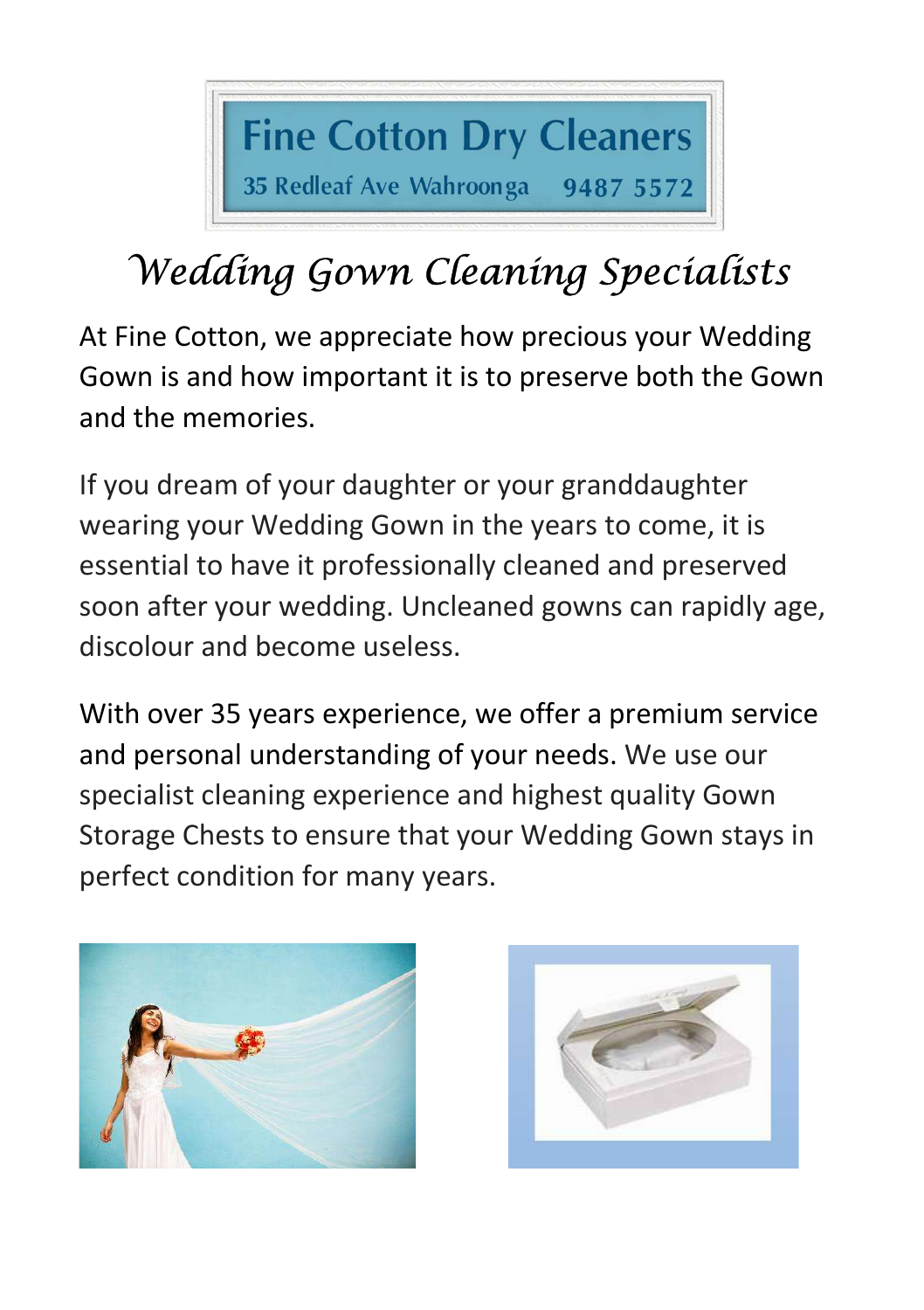# Fine Cotton Dry Cleaners

35 Redleaf Ave Wahroonga 9487 5572

## *Wedding Gown Cleaning Specialists*

At Fine Cotton, we appreciate how precious your Wedding Gown is and how important it is to preserve both the Gown and the memories.

If you dream of your daughter or your granddaughter wearing your Wedding Gown in the years to come, it is essential to have it professionally cleaned and preserved soon after your wedding. Uncleaned gowns can rapidly age, discolour and become useless.

With over 35 years experience, we offer a premium service and personal understanding of your needs. We use our specialist cleaning experience and highest quality Gown Storage Chests to ensure that your Wedding Gown stays in perfect condition for many years.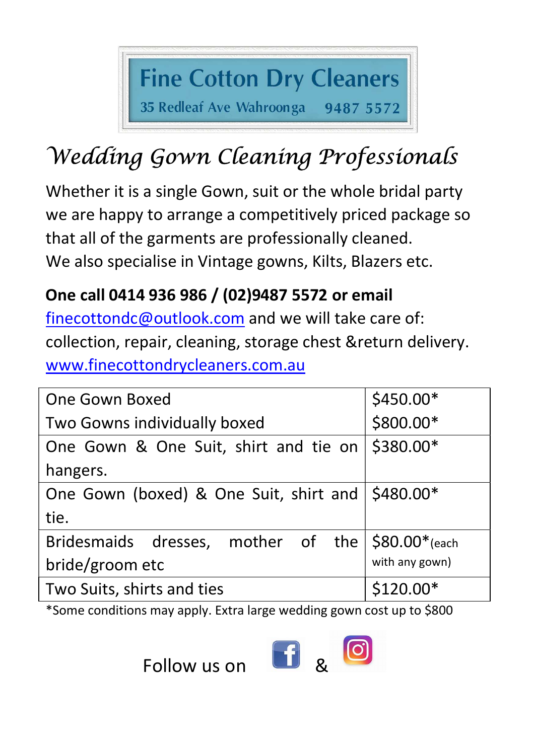**Fine Cotton Dry Cleaners**

35 Redleaf Ave Wahroonga 9487 5572

# *Wedding Gown Cleaning Professionals*

Whether it is a single Gown, suit or the whole bridal party we are happy to arrange a competitively priced package so that all of the garments are professionally cleaned.
We also specialise in Vintage gowns, Kilts, Blazers etc.

**One call 0414 936 986 / (02)9487 5572 or email** finecottondc@outlook.com and we will take care of: collection, repair, cleaning, storage chest &return delivery.
www.finecottondrycleaners.com.au

| | |
|---|---|
| One Gown Boxed<br>Two Gowns individually boxed | $450.00*<br>$800.00* |
| One Gown & One Suit, shirt and tie on hangers. | $380.00* |
| One Gown (boxed) & One Suit, shirt and tie. | $480.00* |
| Bridesmaids dresses, mother of the bride/groom etc | $80.00*(each with any gown) |
| Two Suits, shirts and ties | $120.00* |

*Some conditions may apply. Extra large wedding gown cost up to $800

Follow us on &